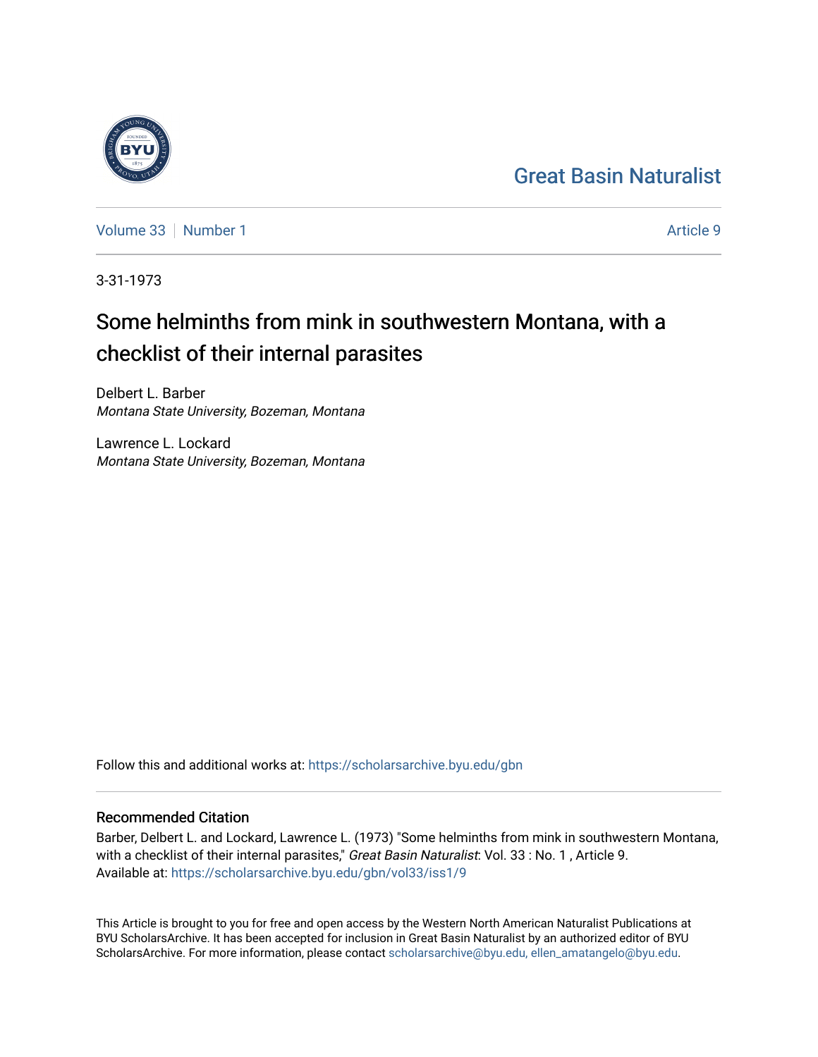Great Basin Naturalist

Volume 33 | Number 1 | Article 9

3-31-1973

# Some helminths from mink in southwestern Montana, with a checklist of their internal parasites

Delbert L. Barber
*Montana State University, Bozeman, Montana*

Lawrence L. Lockard
*Montana State University, Bozeman, Montana*

Follow this and additional works at: https://scholarsarchive.byu.edu/gbn

## Recommended Citation

Barber, Delbert L. and Lockard, Lawrence L. (1973) "Some helminths from mink in southwestern Montana, with a checklist of their internal parasites," *Great Basin Naturalist*: Vol. 33 : No. 1 , Article 9.
Available at: https://scholarsarchive.byu.edu/gbn/vol33/iss1/9

This Article is brought to you for free and open access by the Western North American Naturalist Publications at BYU ScholarsArchive. It has been accepted for inclusion in Great Basin Naturalist by an authorized editor of BYU ScholarsArchive. For more information, please contact scholarsarchive@byu.edu, ellen_amatangelo@byu.edu.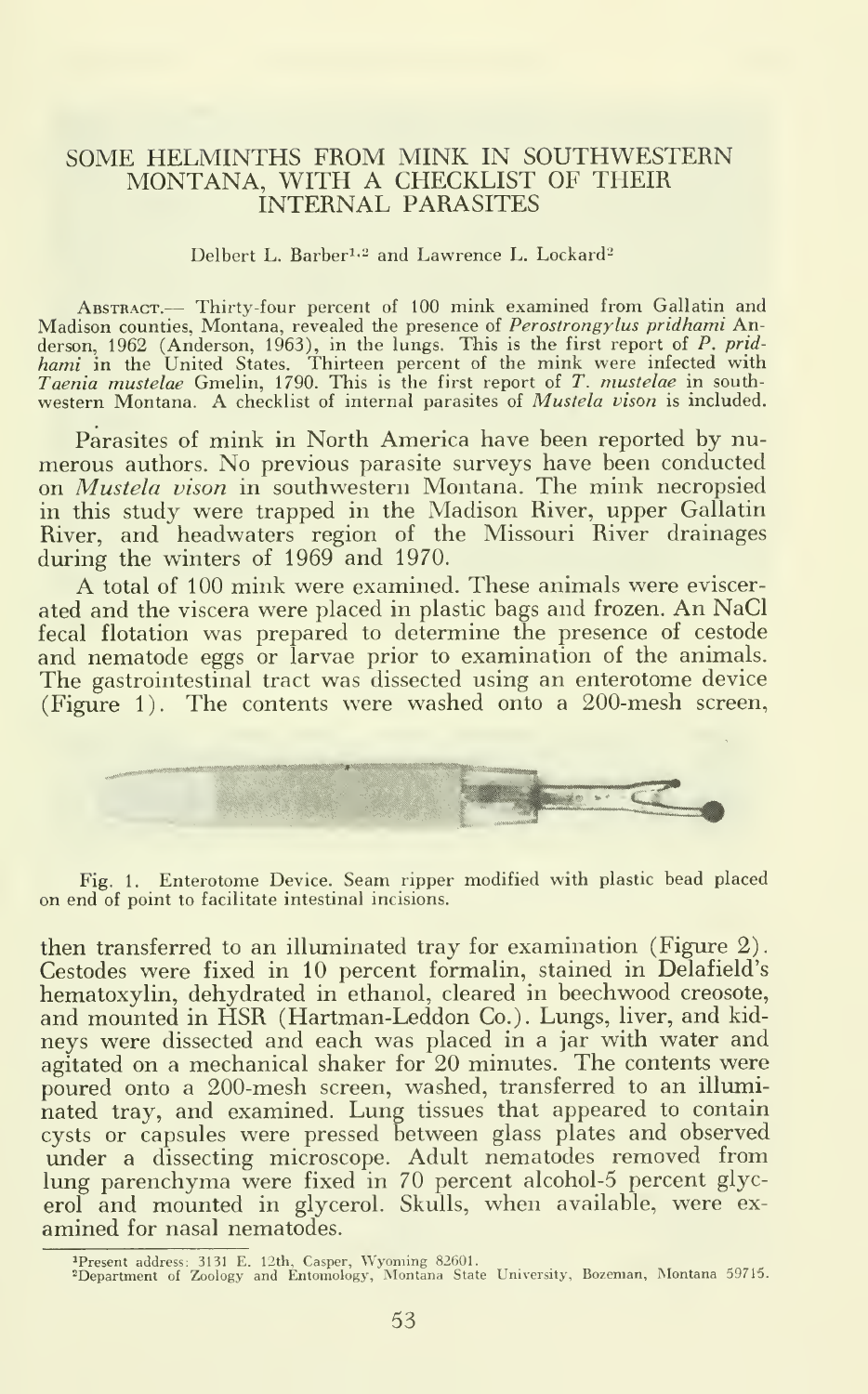# SOME HELMINTHS FROM MINK IN SOUTHWESTERN MONTANA, WITH A CHECKLIST OF THEIR INTERNAL PARASITES

Delbert L. Barber[1,2] and Lawrence L. Lockard[2]

ABSTRACT.— Thirty-four percent of 100 mink examined from Gallatin and Madison counties, Montana, revealed the presence of *Perostrongylus pridhami* Anderson, 1962 (Anderson, 1963), in the lungs. This is the first report of *P. pridhami* in the United States. Thirteen percent of the mink were infected with *Taenia mustelae* Gmelin, 1790. This is the first report of *T. mustelae* in southwestern Montana. A checklist of internal parasites of *Mustela vison* is included.

Parasites of mink in North America have been reported by numerous authors. No previous parasite surveys have been conducted on *Mustela vison* in southwestern Montana. The mink necropsied in this study were trapped in the Madison River, upper Gallatin River, and headwaters region of the Missouri River drainages during the winters of 1969 and 1970.

A total of 100 mink were examined. These animals were eviscerated and the viscera were placed in plastic bags and frozen. An NaCl fecal flotation was prepared to determine the presence of cestode and nematode eggs or larvae prior to examination of the animals. The gastrointestinal tract was dissected using an enterotome device (Figure 1). The contents were washed onto a 200-mesh screen,

Fig. 1. Enterotome Device. Seam ripper modified with plastic bead placed on end of point to facilitate intestinal incisions.

then transferred to an illuminated tray for examination (Figure 2). Cestodes were fixed in 10 percent formalin, stained in Delafield's hematoxylin, dehydrated in ethanol, cleared in beechwood creosote, and mounted in HSR (Hartman-Leddon Co.). Lungs, liver, and kidneys were dissected and each was placed in a jar with water and agitated on a mechanical shaker for 20 minutes. The contents were poured onto a 200-mesh screen, washed, transferred to an illuminated tray, and examined. Lung tissues that appeared to contain cysts or capsules were pressed between glass plates and observed under a dissecting microscope. Adult nematodes removed from lung parenchyma were fixed in 70 percent alcohol-5 percent glycerol and mounted in glycerol. Skulls, when available, were examined for nasal nematodes.

[1]Present address: 3131 E. 12th, Casper, Wyoming 82601.
[2]Department of Zoology and Entomology, Montana State University, Bozeman, Montana 59715.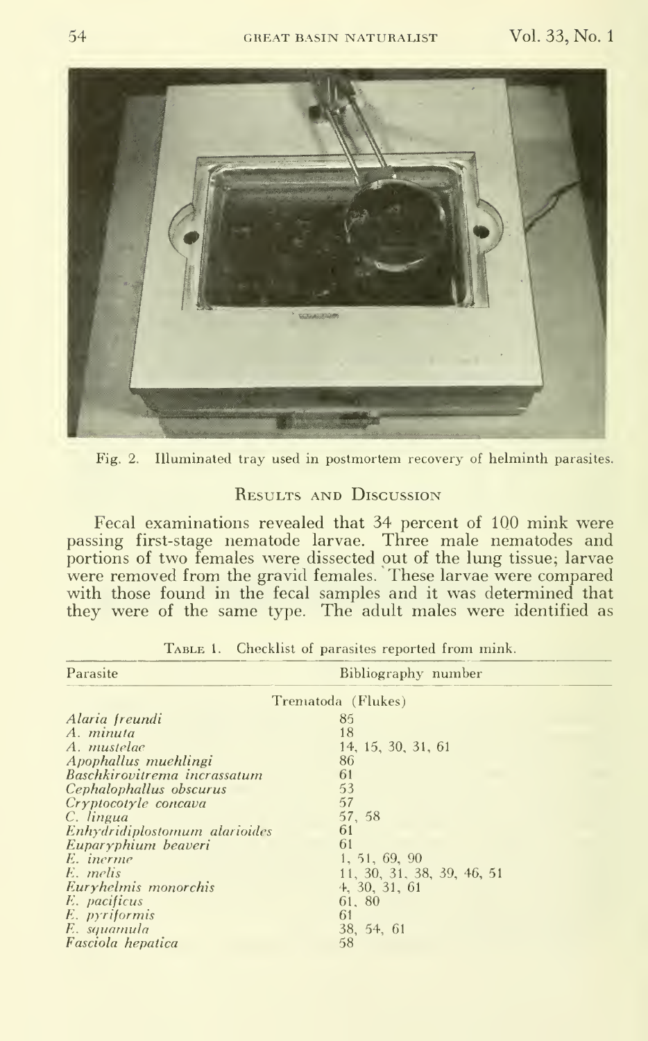Fig. 2. Illuminated tray used in postmortem recovery of helminth parasites.

## Results and Discussion

Fecal examinations revealed that 34 percent of 100 mink were passing first-stage nematode larvae. Three male nematodes and portions of two females were dissected out of the lung tissue; larvae were removed from the gravid females. These larvae were compared with those found in the fecal samples and it was determined that they were of the same type. The adult males were identified as

Table 1. Checklist of parasites reported from mink.

| Parasite | Bibliography number |
|---|---|
| Trematoda (Flukes) | |
| *Alaria freundi* | 85 |
| *A. minuta* | 18 |
| *A. mustelae* | 14, 15, 30, 31, 61 |
| *Apophallus muehlingi* | 86 |
| *Baschkirovitrema incrassatum* | 61 |
| *Cephalophallus obscurus* | 53 |
| *Cryptocotyle concava* | 57 |
| *C. lingua* | 57, 58 |
| *Enhydridiplostomum alarioides* | 61 |
| *Euparyphium beaveri* | 61 |
| *E. inerme* | 1, 51, 69, 90 |
| *E. melis* | 11, 30, 31, 38, 39, 46, 51 |
| *Euryhelmis monorchis* | 4, 30, 31, 61 |
| *E. pacificus* | 61, 80 |
| *E. pyriformis* | 61 |
| *E. squamula* | 38, 54, 61 |
| *Fasciola hepatica* | 58 |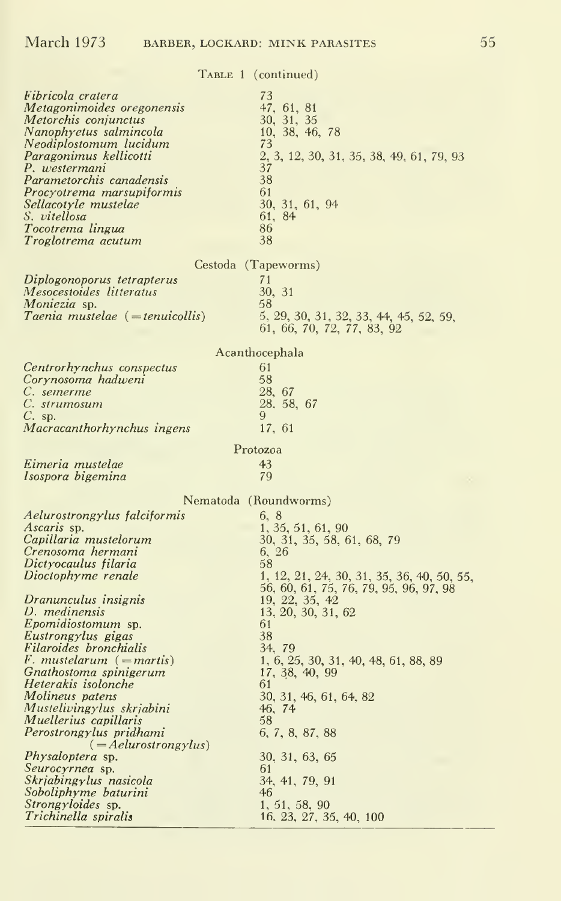Table 1 (continued)

| | |
|---|---|
| *Fibricola cratera* | 73 |
| *Metagonimoides oregonensis* | 47, 61, 81 |
| *Metorchis conjunctus* | 30, 31, 35 |
| *Nanophyetus salmincola* | 10, 38, 46, 78 |
| *Neodiplostomum lucidum* | 73 |
| *Paragonimus kellicotti* | 2, 3, 12, 30, 31, 35, 38, 49, 61, 79, 93 |
| *P. westermani* | 37 |
| *Parametorchis canadensis* | 38 |
| *Procyotrema marsupiformis* | 61 |
| *Sellacotyle mustelae* | 30, 31, 61, 94 |
| *S. vitellosa* | 61, 84 |
| *Tocotrema lingua* | 86 |
| *Troglotrema acutum* | 38 |
| **Cestoda (Tapeworms)** | |
| *Diplogonoporus tetrapterus* | 71 |
| *Mesocestoides litteratus* | 30, 31 |
| *Moniezia* sp. | 58 |
| *Taenia mustelae* (=*tenuicollis*) | 5, 29, 30, 31, 32, 33, 44, 45, 52, 59, 61, 66, 70, 72, 77, 83, 92 |
| **Acanthocephala** | |
| *Centrorhynchus conspectus* | 61 |
| *Corynosoma hadweni* | 58 |
| *C. semerme* | 28, 67 |
| *C. strumosum* | 28. 58, 67 |
| *C.* sp. | 9 |
| *Macracanthorhynchus ingens* | 17, 61 |
| **Protozoa** | |
| *Eimeria mustelae* | 43 |
| *Isospora bigemina* | 79 |
| **Nematoda (Roundworms)** | |
| *Aelurostrongylus falciformis* | 6, 8 |
| *Ascaris* sp. | 1, 35, 51, 61, 90 |
| *Capillaria mustelorum* | 30, 31, 35, 58, 61, 68, 79 |
| *Crenosoma hermani* | 6, 26 |
| *Dictyocaulus filaria* | 58 |
| *Dioctophyme renale* | 1, 12, 21, 24, 30, 31, 35, 36, 40, 50, 55, 56, 60, 61, 75, 76, 79, 95, 96, 97, 98 |
| *Dranunculus insignis* | 19, 22, 35, 42 |
| *D. medinensis* | 13, 20, 30, 31, 62 |
| *Epomidiostomum* sp. | 61 |
| *Eustrongylus gigas* | 38 |
| *Filaroides bronchialis* | 34, 79 |
| *F. mustelarum* (=*martis*) | 1, 6, 25, 30, 31, 40, 48, 61, 88, 89 |
| *Gnathostoma spinigerum* | 17, 38, 40, 99 |
| *Heterakis isolonche* | 61 |
| *Molineus patens* | 30, 31, 46, 61, 64, 82 |
| *Mustelivingylus skrjabini* | 46, 74 |
| *Muellerius capillaris* | 58 |
| *Perostrongylus pridhami* (=*Aelurostrongylus*) | 6, 7, 8, 87, 88 |
| *Physaloptera* sp. | 30, 31, 63, 65 |
| *Seurocyrnea* sp. | 61 |
| *Skrjabingylus nasicola* | 34, 41, 79, 91 |
| *Soboliphyme baturini* | 46 |
| *Strongyloides* sp. | 1, 51, 58, 90 |
| *Trichinella spiralis* | 16. 23, 27, 35, 40, 100 |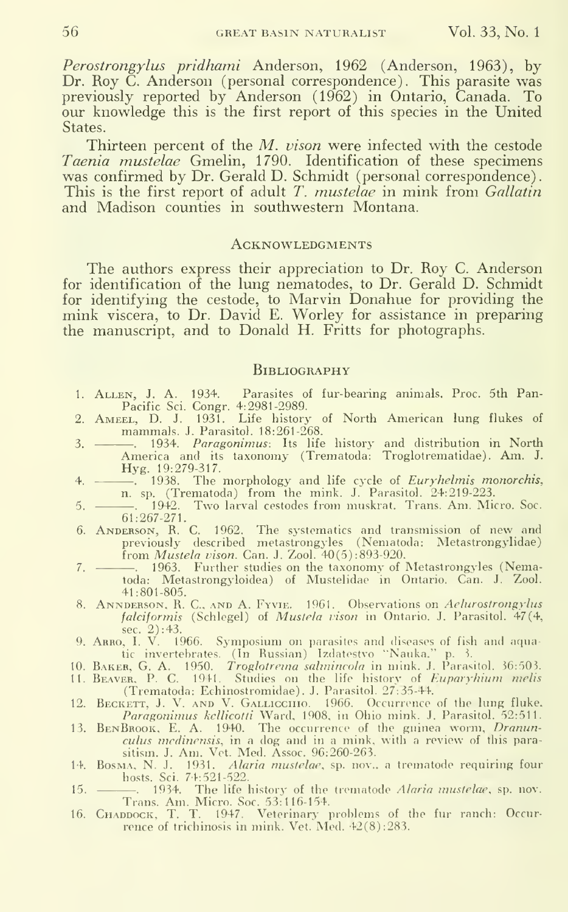*Perostrongylus pridhami* Anderson, 1962 (Anderson, 1963), by Dr. Roy C. Anderson (personal correspondence). This parasite was previously reported by Anderson (1962) in Ontario, Canada. To our knowledge this is the first report of this species in the United States.

Thirteen percent of the *M. vison* were infected with the cestode *Taenia mustelae* Gmelin, 1790. Identification of these specimens was confirmed by Dr. Gerald D. Schmidt (personal correspondence). This is the first report of adult *T. mustelae* in mink from *Gallatin* and Madison counties in southwestern Montana.

## Acknowledgments

The authors express their appreciation to Dr. Roy C. Anderson for identification of the lung nematodes, to Dr. Gerald D. Schmidt for identifying the cestode, to Marvin Donahue for providing the mink viscera, to Dr. David E. Worley for assistance in preparing the manuscript, and to Donald H. Fritts for photographs.

## Bibliography

1. Allen, J. A. 1934. Parasites of fur-bearing animals. Proc. 5th Pan-Pacific Sci. Congr. 4:2981-2989.
2. Ameel, D. J. 1931. Life history of North American lung flukes of mammals. J. Parasitol. 18:261-268.
3. ———. 1934. *Paragonimus*: Its life history and distribution in North America and its taxonomy (Trematoda: Troglotrematidae). Am. J. Hyg. 19:279-317.
4. ———. 1938. The morphology and life cycle of *Euryhelmis monorchis*, n. sp. (Trematoda) from the mink. J. Parasitol. 24:219-223.
5. ———. 1942. Two larval cestodes from muskrat. Trans. Am. Micro. Soc. 61:267-271.
6. Anderson, R. C. 1962. The systematics and transmission of new and previously described metastrongyles (Nematoda: Metastrongylidae) from *Mustela vison*. Can. J. Zool. 40(5):893-920.
7. ———. 1963. Further studies on the taxonomy of Metastrongyles (Nematoda: Metastrongyloidea) of Mustelidae in Ontario. Can. J. Zool. 41:801-805.
8. Annderson, R. C., and A. Fyvie. 1961. Observations on *Aelurostrongylus falciformis* (Schlegel) of *Mustela vison* in Ontario. J. Parasitol. 47(4, sec. 2):43.
9. Arro, I. V. 1966. Symposium on parasites and diseases of fish and aquatic invertebrates. (In Russian) Izdatestvo "Nauka," p. 3.
10. Baker, G. A. 1950. *Troglotrema salmincola* in mink. J. Parasitol. 36:503.
11. Beaver, P. C. 1941. Studies on the life history of *Euparyhium melis* (Trematoda: Echinostromidae). J. Parasitol. 27:35-44.
12. Beckett, J. V. and V. Gallicchio. 1966. Occurrence of the lung fluke, *Paragonimus kellicotti* Ward, 1908, in Ohio mink. J. Parasitol. 52:511.
13. BenBrook, E. A. 1940. The occurrence of the guinea worm, *Dranunculus medinensis*, in a dog and in a mink, with a review of this parasitism. J. Am. Vet. Med. Assoc. 96:260-263.
14. Bosma, N. J. 1931. *Alaria mustelae*, sp. nov., a trematode requiring four hosts. Sci. 74:521-522.
15. ———. 1934. The life history of the trematode *Alaria mustelae*, sp. nov. Trans. Am. Micro. Soc. 53:116-154.
16. Chaddock, T. T. 1947. Veterinary problems of the fur ranch: Occurrence of trichinosis in mink. Vet. Med. 42(8):283.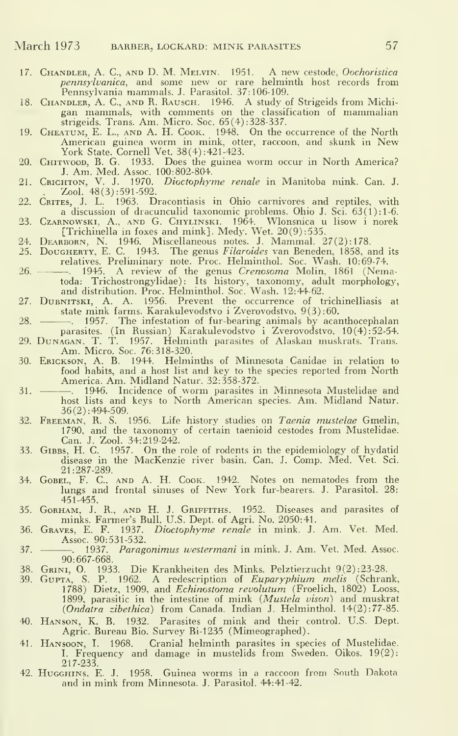17. Chandler, A. C., and D. M. Melvin. 1951. A new cestode, *Oochoristica pennsylvanica*, and some new or rare helminth host records from Pennsylvania mammals. J. Parasitol. 37:106-109.
18. Chandler, A. C., and R. Rausch. 1946. A study of Strigeids from Michigan mammals, with comments on the classification of mammalian strigeids. Trans. Am. Micro. Soc. 65(4):328-337.
19. Cheatum, E. L., and A. H. Cook. 1948. On the occurrence of the North American guinea worm in mink, otter, raccoon, and skunk in New York State. Cornell Vet. 38(4):421-423.
20. Chitwood, B. G. 1933. Does the guinea worm occur in North America? J. Am. Med. Assoc. 100:802-804.
21. Crichton, V. J. 1970. *Dioctophyme renale* in Manitoba mink. Can. J. Zool. 48(3):591-592.
22. Crites, J. L. 1963. Dracontiasis in Ohio carnivores and reptiles, with a discussion of dracunculid taxonomic problems. Ohio J. Sci. 63(1):1-6.
23. Czarnowski, A., and G. Chylinski. 1964. Wlonsnica u lisow i norek [Trichinella in foxes and mink]. Medy. Wet. 20(9):535.
24. Dearborn, N. 1946. Miscellaneous notes. J. Mammal. 27(2):178.
25. Dougherty, E. C. 1943. The genus *Filaroides* van Beneden, 1858, and its relatives. Preliminary note. Proc. Helminthol. Soc. Wash. 10:69-74.
26. ———. 1945. A review of the genus *Crenosoma* Molin, 1861 (Nematoda: Trichostrongylidae): Its history, taxonomy, adult morphology, and distribution. Proc. Helminthol. Soc. Wash. 12:44-62.
27. Dubnitski, A. A. 1956. Prevent the occurrence of trichinelliasis at state mink farms. Karakulevodstvo i Zverovodstvo. 9(3):60.
28. ———. 1957. The infestation of fur-bearing animals by acanthocephalan parasites. (In Russian) Karakulevodstvo i Zverovodstvo. 10(4):52-54.
29. Dunagan, T. T. 1957. Helminth parasites of Alaskan muskrats. Trans. Am. Micro. Soc. 76:318-320.
30. Erickson, A. B. 1944. Helminths of Minnesota Canidae in relation to food habits, and a host list and key to the species reported from North America. Am. Midland Natur. 32:358-372.
31. ———. 1946. Incidence of worm parasites in Minnesota Mustelidae and host lists and keys to North American species. Am. Midland Natur. 36(2):494-509.
32. Freeman, R. S. 1956. Life history studies on *Taenia mustelae* Gmelin, 1790, and the taxonomy of certain taenioid cestodes from Mustelidae. Can. J. Zool. 34:219-242.
33. Gibbs, H. C. 1957. On the role of rodents in the epidemiology of hydatid disease in the MacKenzie river basin. Can. J. Comp. Med. Vet. Sci. 21:287-289.
34. Gobel, F. C., and A. H. Cook. 1942. Notes on nematodes from the lungs and frontal sinuses of New York fur-bearers. J. Parasitol. 28: 451-455.
35. Gorham, J. R., and H. J. Griffiths. 1952. Diseases and parasites of minks. Farmer's Bull. U.S. Dept. of Agri. No. 2050:41.
36. Graves, E. F. 1937. *Dioctophyme renale* in mink. J. Am. Vet. Med. Assoc. 90:531-532.
37. ———. 1937. *Paragonimus westermani* in mink. J. Am. Vet. Med. Assoc. 90:667-668.
38. Grini, O. 1933. Die Krankheiten des Minks. Pelztierzucht 9(2):23-28.
39. Gupta, S. P. 1962. A redescription of *Euparyphium melis* (Schrank, 1788) Dietz, 1909, and *Echinostoma revolutum* (Froelich, 1802) Looss, 1899, parasitic in the intestine of mink (*Mustela vison*) and muskrat (*Ondatra zibethica*) from Canada. Indian J. Helminthol. 14(2):77-85.
40. Hanson, K. B. 1932. Parasites of mink and their control. U.S. Dept. Agric. Bureau Bio. Survey Bi-1235 (Mimeographed).
41. Hansoon, I. 1968. Cranial helminth parasites in species of Mustelidae. I. Frequency and damage in mustelids from Sweden. Oikos. 19(2): 217-233.
42. Hugghins, E. J. 1958. Guinea worms in a raccoon from South Dakota and in mink from Minnesota. J. Parasitol. 44:41-42.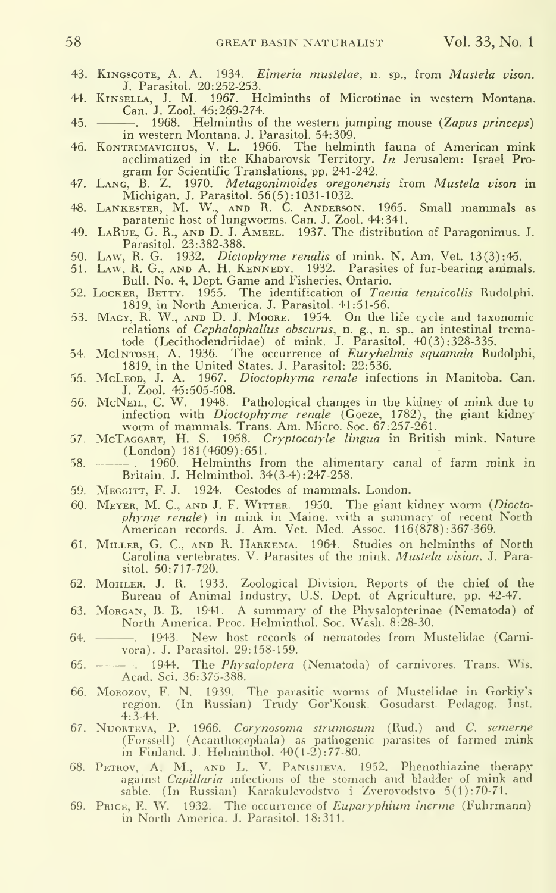43. Kingscote, A. A. 1934. *Eimeria mustelae*, n. sp., from *Mustela vison*. J. Parasitol. 20:252-253.
44. Kinsella, J. M. 1967. Helminths of Microtinae in western Montana. Can. J. Zool. 45:269-274.
45. ———. 1968. Helminths of the western jumping mouse (*Zapus princeps*) in western Montana. J. Parasitol. 54:309.
46. Kontrimavichus, V. L. 1966. The helminth fauna of American mink acclimatized in the Khabarovsk Territory. *In* Jerusalem: Israel Program for Scientific Translations, pp. 241-242.
47. Lang, B. Z. 1970. *Metagonimoides oregonensis* from *Mustela vison* in Michigan. J. Parasitol. 56(5):1031-1032.
48. Lankester, M. W., and R. C. Anderson. 1965. Small mammals as paratenic host of lungworms. Can. J. Zool. 44:341.
49. LaRue, G. R., and D. J. Ameel. 1937. The distribution of Paragonimus. J. Parasitol. 23:382-388.
50. Law, R. G. 1932. *Dictophyme renalis* of mink. N. Am. Vet. 13(3):45.
51. Law, R. G., and A. H. Kennedy. 1932. Parasites of fur-bearing animals. Bull. No. 4, Dept. Game and Fisheries, Ontario.
52. Locker, Betty. 1955. The identification of *Taenia tenuicollis* Rudolphi. 1819, in North America. J. Parasitol. 41:51-56.
53. Macy, R. W., and D. J. Moore. 1954. On the life cycle and taxonomic relations of *Cephalophallus obscurus*, n. g., n. sp., an intestinal trematode (Lecithodendriidae) of mink. J. Parasitol. 40(3):328-335.
54. McIntosh, A. 1936. The occurrence of *Euryhelmis squamala* Rudolphi, 1819, in the United States. J. Parasitol: 22:536.
55. McLeod, J. A. 1967. *Dioctophyma renale* infections in Manitoba. Can. J. Zool. 45:505-508.
56. McNeil, C. W. 1948. Pathological changes in the kidney of mink due to infection with *Dioctophyme renale* (Goeze, 1782), the giant kidney worm of mammals. Trans. Am. Micro. Soc. 67:257-261.
57. McTaggart, H. S. 1958. *Cryptocotyle lingua* in British mink. Nature (London) 181(4609):651.
58. ———. 1960. Helminths from the alimentary canal of farm mink in Britain. J. Helminthol. 34(3-4):247-258.
59. Meggitt, F. J. 1924. Cestodes of mammals. London.
60. Meyer, M. C., and J. F. Witter. 1950. The giant kidney worm (*Dioctophyme renale*) in mink in Maine, with a summary of recent North American records. J. Am. Vet. Med. Assoc. 116(878):367-369.
61. Miller, G. C., and R. Harkema. 1964. Studies on helminths of North Carolina vertebrates. V. Parasites of the mink, *Mustela vision*. J. Parasitol. 50:717-720.
62. Mohler, J. R. 1933. Zoological Division. Reports of the chief of the Bureau of Animal Industry, U.S. Dept. of Agriculture, pp. 42-47.
63. Morgan, B. B. 1941. A summary of the Physalopterinae (Nematoda) of North America. Proc. Helminthol. Soc. Wash. 8:28-30.
64. ———. 1943. New host records of nematodes from Mustelidae (Carnivora). J. Parasitol. 29:158-159.
65. ———. 1944. The *Physaloptera* (Nematoda) of carnivores. Trans. Wis. Acad. Sci. 36:375-388.
66. Morozov, F. N. 1939. The parasitic worms of Mustelidae in Gorkiy's region. (In Russian) Trudy Gor'Kousk. Gosudarst. Pedagog. Inst. 4:3-44.
67. Nuorteva, P. 1966. *Corynosoma strumosum* (Rud.) and *C. semerne* (Forssell) (Acanthocephala) as pathogenic parasites of farmed mink in Finland. J. Helminthol. 40(1-2):77-80.
68. Petrov, A. M., and L. V. Panisheva. 1952. Phenothiazine therapy against *Capillaria* infections of the stomach and bladder of mink and sable. (In Russian) Karakulevodstvo i Zverovodstvo 5(1):70-71.
69. Price, E. W. 1932. The occurrence of *Euparyphium inerme* (Fuhrmann) in North America. J. Parasitol. 18:311.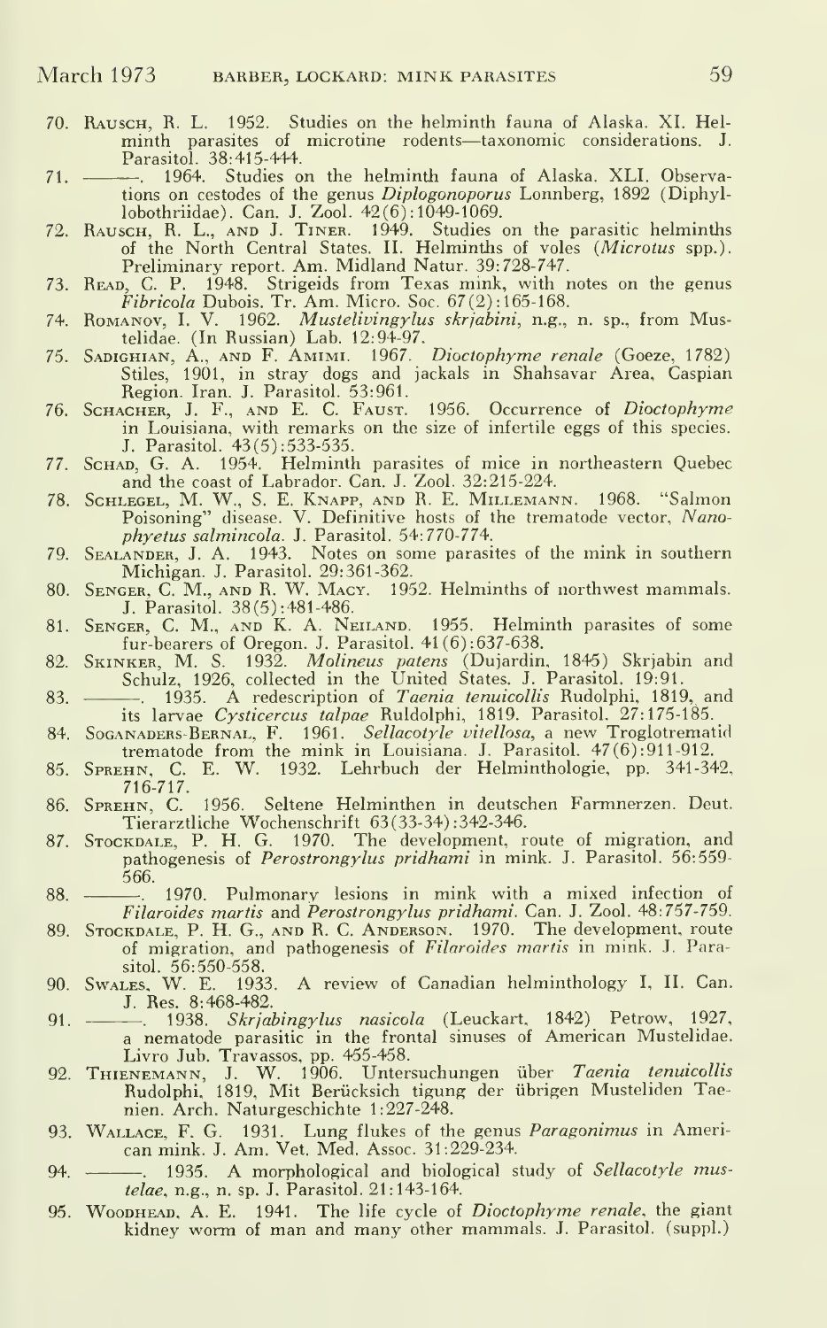70. Rausch, R. L. 1952. Studies on the helminth fauna of Alaska. XI. Helminth parasites of microtine rodents—taxonomic considerations. J. Parasitol. 38:415-444.

71. ———. 1964. Studies on the helminth fauna of Alaska. XLI. Observations on cestodes of the genus *Diplogonoporus* Lonnberg, 1892 (Diphyllobothriidae). Can. J. Zool. 42(6):1049-1069.

72. Rausch, R. L., and J. Tiner. 1949. Studies on the parasitic helminths of the North Central States. II. Helminths of voles (*Microtus* spp.). Preliminary report. Am. Midland Natur. 39:728-747.

73. Read, C. P. 1948. Strigeids from Texas mink, with notes on the genus *Fibricola* Dubois. Tr. Am. Micro. Soc. 67(2):165-168.

74. Romanov, I. V. 1962. *Mustelivingylus skrjabini*, n.g., n. sp., from Mustelidae. (In Russian) Lab. 12:94-97.

75. Sadighian, A., and F. Amimi. 1967. *Dioctophyme renale* (Goeze, 1782) Stiles, 1901, in stray dogs and jackals in Shahsavar Area, Caspian Region. Iran. J. Parasitol. 53:961.

76. Schacher, J. F., and E. C. Faust. 1956. Occurrence of *Dioctophyme* in Louisiana, with remarks on the size of infertile eggs of this species. J. Parasitol. 43(5):533-535.

77. Schad, G. A. 1954. Helminth parasites of mice in northeastern Quebec and the coast of Labrador. Can. J. Zool. 32:215-224.

78. Schlegel, M. W., S. E. Knapp, and R. E. Millemann. 1968. "Salmon Poisoning" disease. V. Definitive hosts of the trematode vector, *Nanophyetus salmincola*. J. Parasitol. 54:770-774.

79. Sealander, J. A. 1943. Notes on some parasites of the mink in southern Michigan. J. Parasitol. 29:361-362.

80. Senger, C. M., and R. W. Macy. 1952. Helminths of northwest mammals. J. Parasitol. 38(5):481-486.

81. Senger, C. M., and K. A. Neiland. 1955. Helminth parasites of some fur-bearers of Oregon. J. Parasitol. 41(6):637-638.

82. Skinker, M. S. 1932. *Molineus patens* (Dujardin, 1845) Skrjabin and Schulz, 1926, collected in the United States. J. Parasitol. 19:91.

83. ———. 1935. A redescription of *Taenia tenuicollis* Rudolphi, 1819, and its larvae *Cysticercus talpae* Ruldolphi, 1819. Parasitol. 27:175-185.

84. Soganaders-Bernal, F. 1961. *Sellacotyle vitellosa*, a new Troglotrematid trematode from the mink in Louisiana. J. Parasitol. 47(6):911-912.

85. Sprehn, C. E. W. 1932. Lehrbuch der Helminthologie, pp. 341-342, 716-717.

86. Sprehn, C. 1956. Seltene Helminthen in deutschen Farmnerzen. Deut. Tierarztliche Wochenschrift 63(33-34):342-346.

87. Stockdale, P. H. G. 1970. The development, route of migration, and pathogenesis of *Perostrongylus pridhami* in mink. J. Parasitol. 56:559-566.

88. ———. 1970. Pulmonary lesions in mink with a mixed infection of *Filaroides martis* and *Perostrongylus pridhami*. Can. J. Zool. 48:757-759.

89. Stockdale, P. H. G., and R. C. Anderson. 1970. The development, route of migration, and pathogenesis of *Filaroides martis* in mink. J. Parasitol. 56:550-558.

90. Swales, W. E. 1933. A review of Canadian helminthology I, II. Can. J. Res. 8:468-482.

91. ———. 1938. *Skrjabingylus nasicola* (Leuckart, 1842) Petrow, 1927, a nematode parasitic in the frontal sinuses of American Mustelidae. Livro Jub. Travassos, pp. 455-458.

92. Thienemann, J. W. 1906. Untersuchungen über *Taenia tenuicollis* Rudolphi, 1819, Mit Berücksich tigung der übrigen Musteliden Taenien. Arch. Naturgeschichte 1:227-248.

93. Wallace, F. G. 1931. Lung flukes of the genus *Paragonimus* in American mink. J. Am. Vet. Med. Assoc. 31:229-234.

94. ———. 1935. A morphological and biological study of *Sellacotyle mustelae*, n.g., n. sp. J. Parasitol. 21:143-164.

95. Woodhead, A. E. 1941. The life cycle of *Dioctophyme renale*, the giant kidney worm of man and many other mammals. J. Parasitol. (suppl.)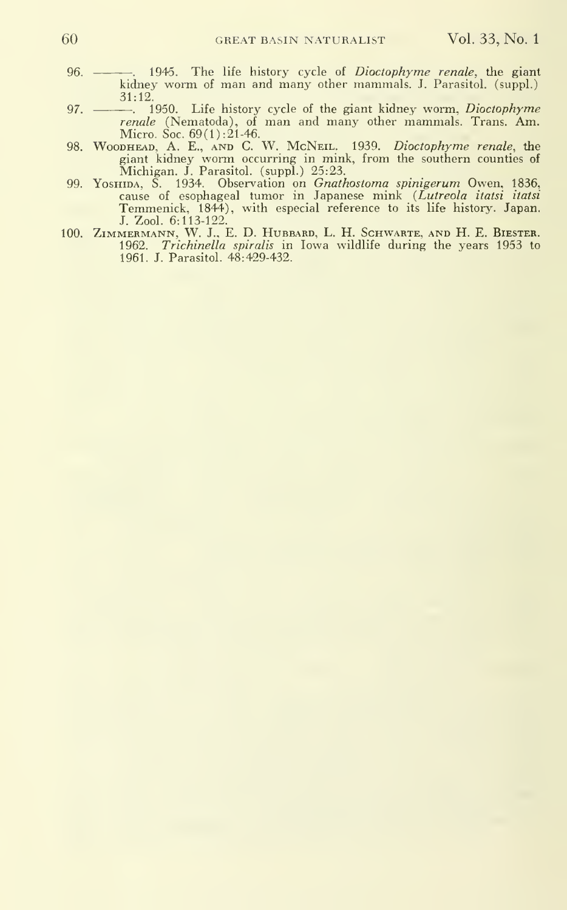96. ———. 1945. The life history cycle of *Dioctophyme renale*, the giant kidney worm of man and many other mammals. J. Parasitol. (suppl.) 31:12.

97. ———. 1950. Life history cycle of the giant kidney worm, *Dioctophyme renale* (Nematoda), of man and many other mammals. Trans. Am. Micro. Soc. 69(1):21-46.

98. Woodhead, A. E., and C. W. McNeil. 1939. *Dioctophyme renale*, the giant kidney worm occurring in mink, from the southern counties of Michigan. J. Parasitol. (suppl.) 25:23.

99. Yoshida, S. 1934. Observation on *Gnathostoma spinigerum* Owen, 1836, cause of esophageal tumor in Japanese mink (*Lutreola itatsi itatsi* Temmenick, 1844), with especial reference to its life history. Japan. J. Zool. 6:113-122.

100. Zimmermann, W. J., E. D. Hubbard, L. H. Schwarte, and H. E. Biester. 1962. *Trichinella spiralis* in Iowa wildlife during the years 1953 to 1961. J. Parasitol. 48:429-432.